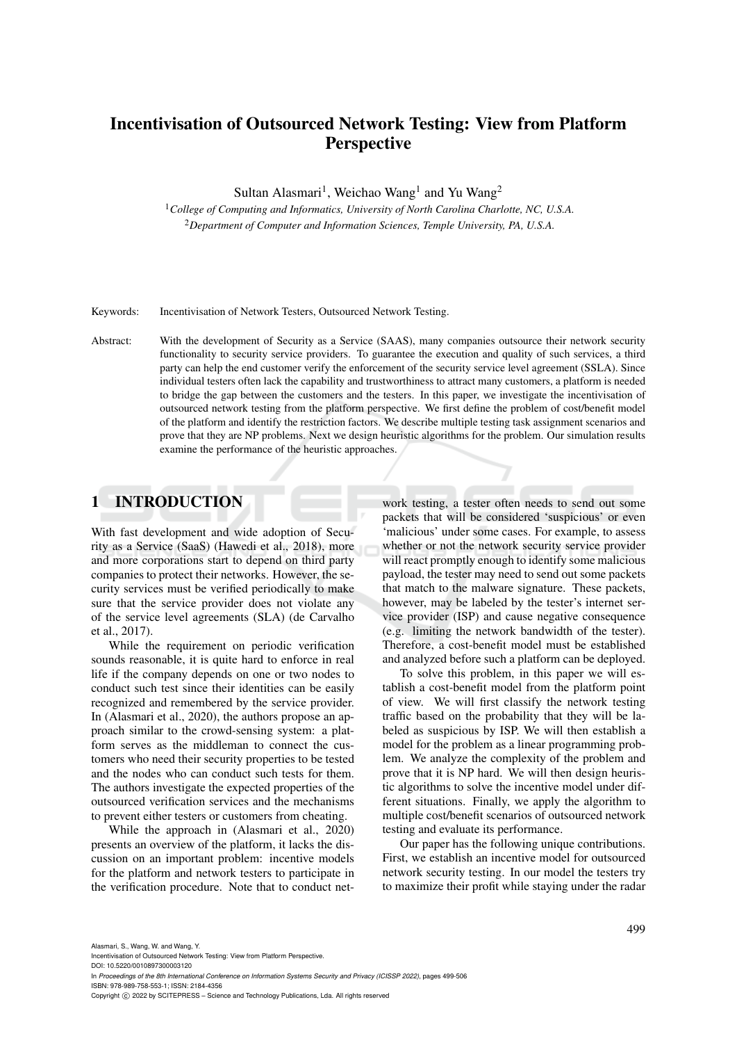# Incentivisation of Outsourced Network Testing: View from Platform Perspective

Sultan Alasmari[1], Weichao Wang[1] and Yu Wang[2]

[1]*College of Computing and Informatics, University of North Carolina Charlotte, NC, U.S.A.*
[2]*Department of Computer and Information Sciences, Temple University, PA, U.S.A.*

Keywords: Incentivisation of Network Testers, Outsourced Network Testing.

Abstract: With the development of Security as a Service (SAAS), many companies outsource their network security functionality to security service providers. To guarantee the execution and quality of such services, a third party can help the end customer verify the enforcement of the security service level agreement (SSLA). Since individual testers often lack the capability and trustworthiness to attract many customers, a platform is needed to bridge the gap between the customers and the testers. In this paper, we investigate the incentivisation of outsourced network testing from the platform perspective. We first define the problem of cost/benefit model of the platform and identify the restriction factors. We describe multiple testing task assignment scenarios and prove that they are NP problems. Next we design heuristic algorithms for the problem. Our simulation results examine the performance of the heuristic approaches.

## 1 INTRODUCTION

With fast development and wide adoption of Security as a Service (SaaS) (Hawedi et al., 2018), more and more corporations start to depend on third party companies to protect their networks. However, the security services must be verified periodically to make sure that the service provider does not violate any of the service level agreements (SLA) (de Carvalho et al., 2017).

While the requirement on periodic verification sounds reasonable, it is quite hard to enforce in real life if the company depends on one or two nodes to conduct such test since their identities can be easily recognized and remembered by the service provider. In (Alasmari et al., 2020), the authors propose an approach similar to the crowd-sensing system: a platform serves as the middleman to connect the customers who need their security properties to be tested and the nodes who can conduct such tests for them. The authors investigate the expected properties of the outsourced verification services and the mechanisms to prevent either testers or customers from cheating.

While the approach in (Alasmari et al., 2020) presents an overview of the platform, it lacks the discussion on an important problem: incentive models for the platform and network testers to participate in the verification procedure. Note that to conduct network testing, a tester often needs to send out some packets that will be considered 'suspicious' or even 'malicious' under some cases. For example, to assess whether or not the network security service provider will react promptly enough to identify some malicious payload, the tester may need to send out some packets that match to the malware signature. These packets, however, may be labeled by the tester's internet service provider (ISP) and cause negative consequence (e.g. limiting the network bandwidth of the tester). Therefore, a cost-benefit model must be established and analyzed before such a platform can be deployed.

To solve this problem, in this paper we will establish a cost-benefit model from the platform point of view. We will first classify the network testing traffic based on the probability that they will be labeled as suspicious by ISP. We will then establish a model for the problem as a linear programming problem. We analyze the complexity of the problem and prove that it is NP hard. We will then design heuristic algorithms to solve the incentive model under different situations. Finally, we apply the algorithm to multiple cost/benefit scenarios of outsourced network testing and evaluate its performance.

Our paper has the following unique contributions. First, we establish an incentive model for outsourced network security testing. In our model the testers try to maximize their profit while staying under the radar

Alasmari, S., Wang, W. and Wang, Y.
Incentivisation of Outsourced Network Testing: View from Platform Perspective.
DOI: 10.5220/0010897300003120
In *Proceedings of the 8th International Conference on Information Systems Security and Privacy (ICISSP 2022)*, pages 499-506
ISBN: 978-989-758-553-1; ISSN: 2184-4356
Copyright © 2022 by SCITEPRESS – Science and Technology Publications, Lda. All rights reserved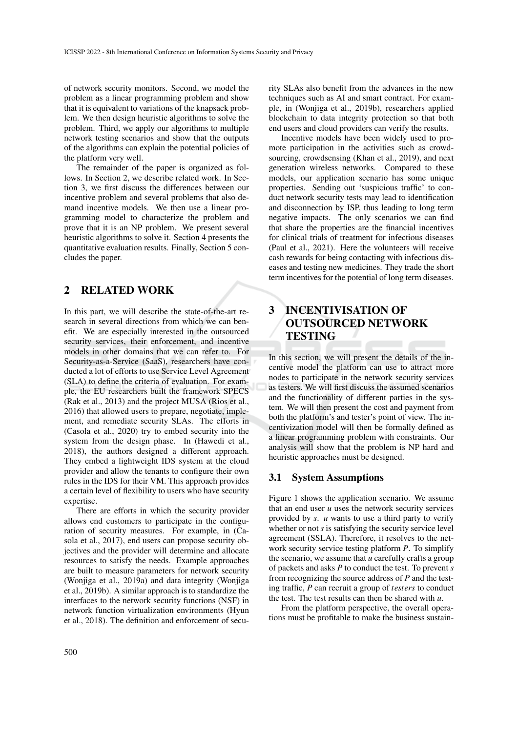of network security monitors. Second, we model the problem as a linear programming problem and show that it is equivalent to variations of the knapsack problem. We then design heuristic algorithms to solve the problem. Third, we apply our algorithms to multiple network testing scenarios and show that the outputs of the algorithms can explain the potential policies of the platform very well.

The remainder of the paper is organized as follows. In Section 2, we describe related work. In Section 3, we first discuss the differences between our incentive problem and several problems that also demand incentive models. We then use a linear programming model to characterize the problem and prove that it is an NP problem. We present several heuristic algorithms to solve it. Section 4 presents the quantitative evaluation results. Finally, Section 5 concludes the paper.

## 2 RELATED WORK

In this part, we will describe the state-of-the-art research in several directions from which we can benefit. We are especially interested in the outsourced security services, their enforcement, and incentive models in other domains that we can refer to. For Security-as-a-Service (SaaS), researchers have conducted a lot of efforts to use Service Level Agreement (SLA) to define the criteria of evaluation. For example, the EU researchers built the framework SPECS (Rak et al., 2013) and the project MUSA (Rios et al., 2016) that allowed users to prepare, negotiate, implement, and remediate security SLAs. The efforts in (Casola et al., 2020) try to embed security into the system from the design phase. In (Hawedi et al., 2018), the authors designed a different approach. They embed a lightweight IDS system at the cloud provider and allow the tenants to configure their own rules in the IDS for their VM. This approach provides a certain level of flexibility to users who have security expertise.

There are efforts in which the security provider allows end customers to participate in the configuration of security measures. For example, in (Casola et al., 2017), end users can propose security objectives and the provider will determine and allocate resources to satisfy the needs. Example approaches are built to measure parameters for network security (Wonjiga et al., 2019a) and data integrity (Wonjiga et al., 2019b). A similar approach is to standardize the interfaces to the network security functions (NSF) in network function virtualization environments (Hyun et al., 2018). The definition and enforcement of security SLAs also benefit from the advances in the new techniques such as AI and smart contract. For example, in (Wonjiga et al., 2019b), researchers applied blockchain to data integrity protection so that both end users and cloud providers can verify the results.

Incentive models have been widely used to promote participation in the activities such as crowdsourcing, crowdsensing (Khan et al., 2019), and next generation wireless networks. Compared to these models, our application scenario has some unique properties. Sending out 'suspicious traffic' to conduct network security tests may lead to identification and disconnection by ISP, thus leading to long term negative impacts. The only scenarios we can find that share the properties are the financial incentives for clinical trials of treatment for infectious diseases (Paul et al., 2021). Here the volunteers will receive cash rewards for being contacting with infectious diseases and testing new medicines. They trade the short term incentives for the potential of long term diseases.

## 3 INCENTIVISATION OF OUTSOURCED NETWORK TESTING

In this section, we will present the details of the incentive model the platform can use to attract more nodes to participate in the network security services as testers. We will first discuss the assumed scenarios and the functionality of different parties in the system. We will then present the cost and payment from both the platform's and tester's point of view. The incentivization model will then be formally defined as a linear programming problem with constraints. Our analysis will show that the problem is NP hard and heuristic approaches must be designed.

### 3.1 System Assumptions

Figure 1 shows the application scenario. We assume that an end user $u$ uses the network security services provided by $s$. $u$ wants to use a third party to verify whether or not $s$ is satisfying the security service level agreement (SSLA). Therefore, it resolves to the network security service testing platform $P$. To simplify the scenario, we assume that $u$ carefully crafts a group of packets and asks $P$ to conduct the test. To prevent $s$ from recognizing the source address of $P$ and the testing traffic, $P$ can recruit a group of $testers$ to conduct the test. The test results can then be shared with $u$.

From the platform perspective, the overall operations must be profitable to make the business sustain-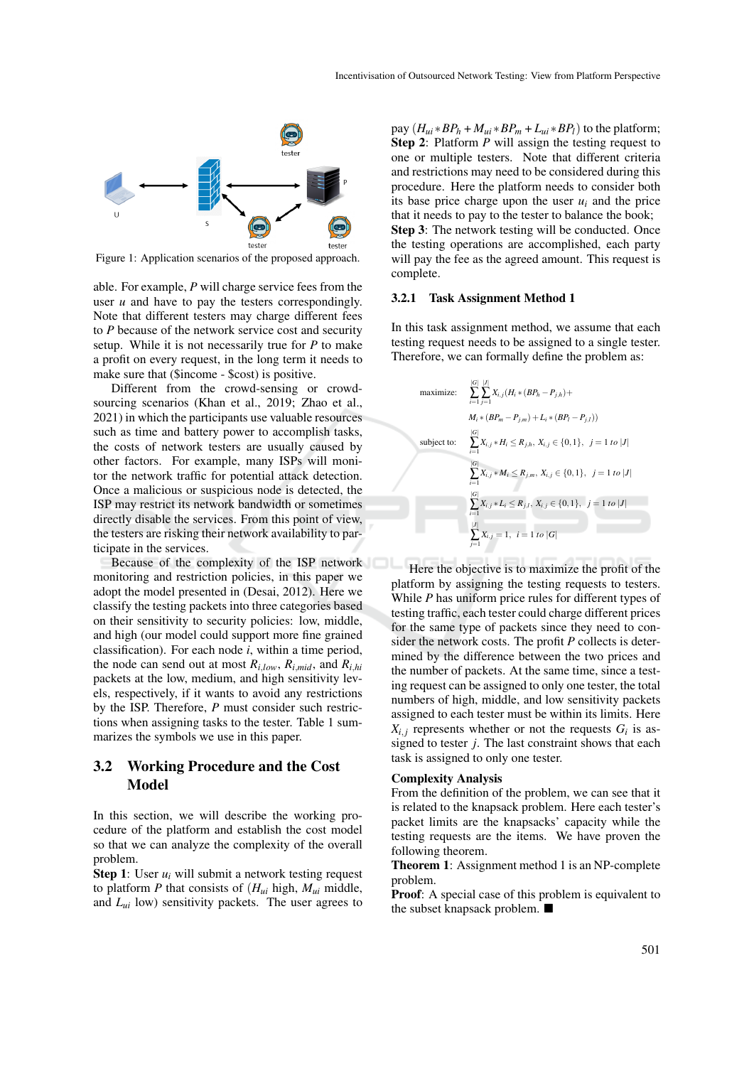Figure 1: Application scenarios of the proposed approach.

able. For example, $P$ will charge service fees from the user $u$ and have to pay the testers correspondingly. Note that different testers may charge different fees to $P$ because of the network service cost and security setup. While it is not necessarily true for $P$ to make a profit on every request, in the long term it needs to make sure that (\$income - \$cost) is positive.

Different from the crowd-sensing or crowd-sourcing scenarios (Khan et al., 2019; Zhao et al., 2021) in which the participants use valuable resources such as time and battery power to accomplish tasks, the costs of network testers are usually caused by other factors. For example, many ISPs will monitor the network traffic for potential attack detection. Once a malicious or suspicious node is detected, the ISP may restrict its network bandwidth or sometimes directly disable the services. From this point of view, the testers are risking their network availability to participate in the services.

Because of the complexity of the ISP network monitoring and restriction policies, in this paper we adopt the model presented in (Desai, 2012). Here we classify the testing packets into three categories based on their sensitivity to security policies: low, middle, and high (our model could support more fine grained classification). For each node $i$, within a time period, the node can send out at most $R_{i,low}$, $R_{i,mid}$, and $R_{i,hi}$ packets at the low, medium, and high sensitivity levels, respectively, if it wants to avoid any restrictions by the ISP. Therefore, $P$ must consider such restrictions when assigning tasks to the tester. Table 1 summarizes the symbols we use in this paper.

## 3.2 Working Procedure and the Cost Model

In this section, we will describe the working procedure of the platform and establish the cost model so that we can analyze the complexity of the overall problem.

**Step 1**: User $u_i$ will submit a network testing request to platform $P$ that consists of ($H_{ui}$ high, $M_{ui}$ middle, and $L_{ui}$ low) sensitivity packets. The user agrees to pay $(H_{ui} * BP_h + M_{ui} * BP_m + L_{ui} * BP_l)$ to the platform;

**Step 2**: Platform $P$ will assign the testing request to one or multiple testers. Note that different criteria and restrictions may need to be considered during this procedure. Here the platform needs to consider both its base price charge upon the user $u_i$ and the price that it needs to pay to the tester to balance the book;

**Step 3**: The network testing will be conducted. Once the testing operations are accomplished, each party will pay the fee as the agreed amount. This request is complete.

### 3.2.1 Task Assignment Method 1

In this task assignment method, we assume that each testing request needs to be assigned to a single tester. Therefore, we can formally define the problem as:

$$
\begin{aligned}
\text{maximize:} \quad & \sum_{i=1}^{|G|}\sum_{j=1}^{|J|} X_{i,j}(H_i * (BP_h - P_{j,h}) + \\
& M_i * (BP_m - P_{j,m}) + L_i * (BP_l - P_{j,l})) \\
\text{subject to:} \quad & \sum_{i=1}^{|G|} X_{i,j} * H_i \le R_{j,h},\ X_{i,j} \in \{0,1\},\quad j = 1\ to\ |J| \\
& \sum_{i=1}^{|G|} X_{i,j} * M_i \le R_{j,m},\ X_{i,j} \in \{0,1\},\quad j = 1\ to\ |J| \\
& \sum_{i=1}^{|G|} X_{i,j} * L_i \le R_{j,l},\ X_{i,j} \in \{0,1\},\quad j = 1\ to\ |J| \\
& \sum_{j=1}^{|J|} X_{i,j} = 1,\quad i = 1\ to\ |G|
\end{aligned}
$$

Here the objective is to maximize the profit of the platform by assigning the testing requests to testers. While $P$ has uniform price rules for different types of testing traffic, each tester could charge different prices for the same type of packets since they need to consider the network costs. The profit $P$ collects is determined by the difference between the two prices and the number of packets. At the same time, since a testing request can be assigned to only one tester, the total numbers of high, middle, and low sensitivity packets assigned to each tester must be within its limits. Here $X_{i,j}$ represents whether or not the requests $G_i$ is assigned to tester $j$. The last constraint shows that each task is assigned to only one tester.

**Complexity Analysis**
From the definition of the problem, we can see that it is related to the knapsack problem. Here each tester's packet limits are the knapsacks' capacity while the testing requests are the items. We have proven the following theorem.

**Theorem 1**: Assignment method 1 is an NP-complete problem.

**Proof**: A special case of this problem is equivalent to the subset knapsack problem. ■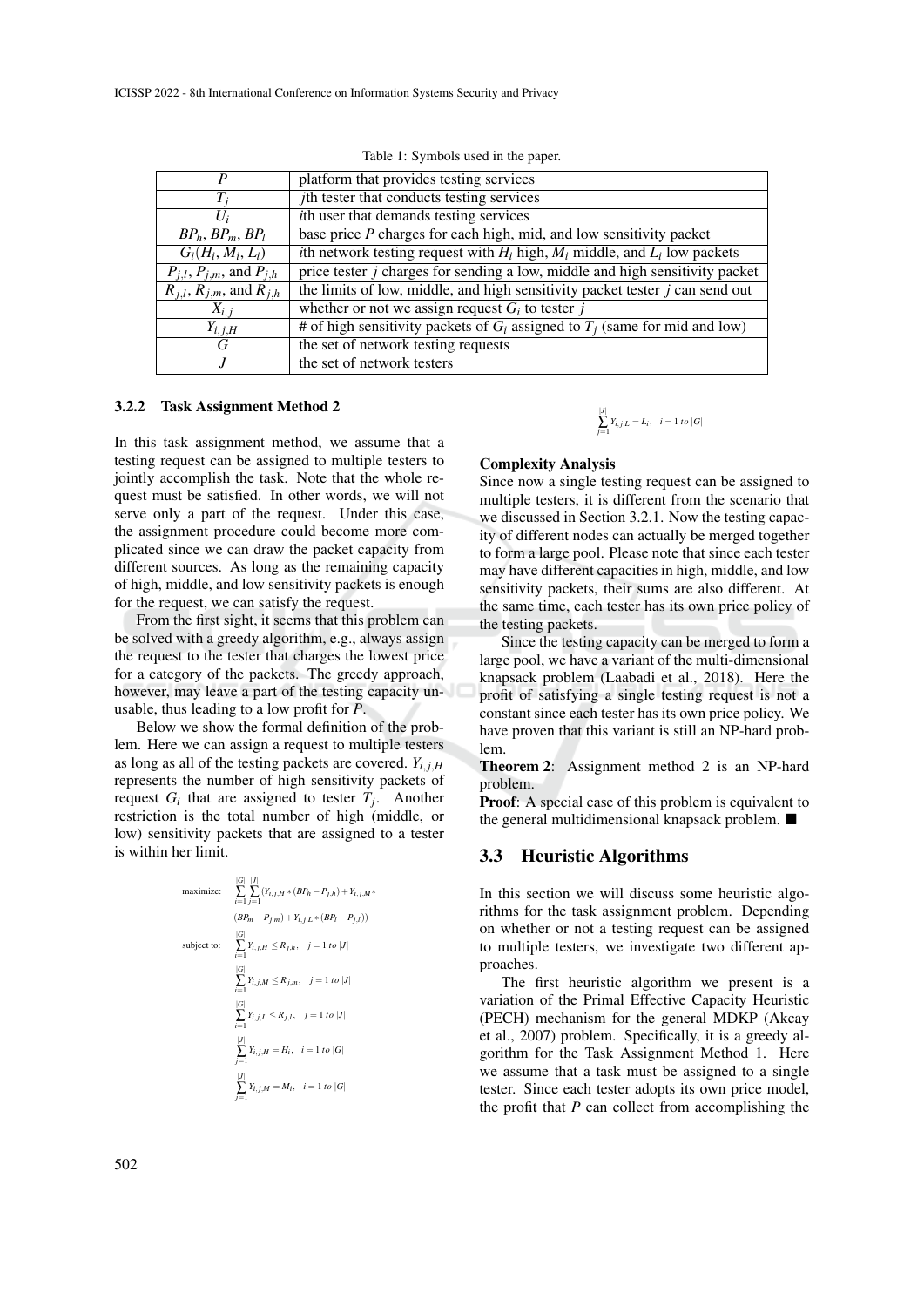Table 1: Symbols used in the paper.

| | |
|---|---|
| $P$ | platform that provides testing services |
| $T_j$ | $j$th tester that conducts testing services |
| $U_i$ | $i$th user that demands testing services |
| $BP_h$, $BP_m$, $BP_l$ | base price $P$ charges for each high, mid, and low sensitivity packet |
| $G_i(H_i, M_i, L_i)$ | $i$th network testing request with $H_i$ high, $M_i$ middle, and $L_i$ low packets |
| $P_{j,l}$, $P_{j,m}$, and $P_{j,h}$ | price tester $j$ charges for sending a low, middle and high sensitivity packet |
| $R_{j,l}$, $R_{j,m}$, and $R_{j,h}$ | the limits of low, middle, and high sensitivity packet tester $j$ can send out |
| $X_{i,j}$ | whether or not we assign request $G_i$ to tester $j$ |
| $Y_{i,j,H}$ | # of high sensitivity packets of $G_i$ assigned to $T_j$ (same for mid and low) |
| $G$ | the set of network testing requests |
| $J$ | the set of network testers |

#### 3.2.2 Task Assignment Method 2

In this task assignment method, we assume that a testing request can be assigned to multiple testers to jointly accomplish the task. Note that the whole request must be satisfied. In other words, we will not serve only a part of the request. Under this case, the assignment procedure could become more complicated since we can draw the packet capacity from different sources. As long as the remaining capacity of high, middle, and low sensitivity packets is enough for the request, we can satisfy the request.

From the first sight, it seems that this problem can be solved with a greedy algorithm, e.g., always assign the request to the tester that charges the lowest price for a category of the packets. The greedy approach, however, may leave a part of the testing capacity unusable, thus leading to a low profit for $P$.

Below we show the formal definition of the problem. Here we can assign a request to multiple testers as long as all of the testing packets are covered. $Y_{i,j,H}$ represents the number of high sensitivity packets of request $G_i$ that are assigned to tester $T_j$. Another restriction is the total number of high (middle, or low) sensitivity packets that are assigned to a tester is within her limit.

$$
\begin{aligned}
\text{maximize:} \quad & \sum_{i=1}^{|G|}\sum_{j=1}^{|J|}(Y_{i,j,H} * (BP_h - P_{j,h}) + Y_{i,j,M} * \\
& (BP_m - P_{j,m}) + Y_{i,j,L} * (BP_l - P_{j,l})) \\
\text{subject to:} \quad & \sum_{i=1}^{|G|} Y_{i,j,H} \leq R_{j,h}, \quad j = 1 \; to \; |J| \\
& \sum_{i=1}^{|G|} Y_{i,j,M} \leq R_{j,m}, \quad j = 1 \; to \; |J| \\
& \sum_{i=1}^{|G|} Y_{i,j,L} \leq R_{j,l}, \quad j = 1 \; to \; |J| \\
& \sum_{j=1}^{|J|} Y_{i,j,H} = H_i, \quad i = 1 \; to \; |G| \\
& \sum_{j=1}^{|J|} Y_{i,j,M} = M_i, \quad i = 1 \; to \; |G| \\
& \sum_{j=1}^{|J|} Y_{i,j,L} = L_i, \quad i = 1 \; to \; |G|
\end{aligned}
$$

**Complexity Analysis**

Since now a single testing request can be assigned to multiple testers, it is different from the scenario that we discussed in Section 3.2.1. Now the testing capacity of different nodes can actually be merged together to form a large pool. Please note that since each tester may have different capacities in high, middle, and low sensitivity packets, their sums are also different. At the same time, each tester has its own price policy of the testing packets.

Since the testing capacity can be merged to form a large pool, we have a variant of the multi-dimensional knapsack problem (Laabadi et al., 2018). Here the profit of satisfying a single testing request is not a constant since each tester has its own price policy. We have proven that this variant is still an NP-hard problem.

**Theorem 2**: Assignment method 2 is an NP-hard problem.

**Proof**: A special case of this problem is equivalent to the general multidimensional knapsack problem. ■

### 3.3 Heuristic Algorithms

In this section we will discuss some heuristic algorithms for the task assignment problem. Depending on whether or not a testing request can be assigned to multiple testers, we investigate two different approaches.

The first heuristic algorithm we present is a variation of the Primal Effective Capacity Heuristic (PECH) mechanism for the general MDKP (Akcay et al., 2007) problem. Specifically, it is a greedy algorithm for the Task Assignment Method 1. Here we assume that a task must be assigned to a single tester. Since each tester adopts its own price model, the profit that $P$ can collect from accomplishing the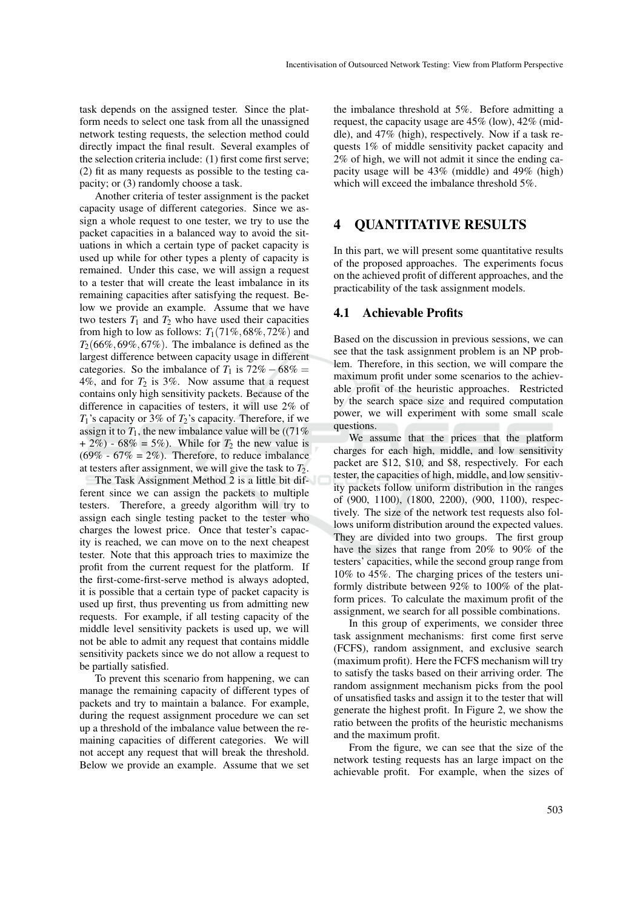task depends on the assigned tester. Since the platform needs to select one task from all the unassigned network testing requests, the selection method could directly impact the final result. Several examples of the selection criteria include: (1) first come first serve; (2) fit as many requests as possible to the testing capacity; or (3) randomly choose a task.

Another criteria of tester assignment is the packet capacity usage of different categories. Since we assign a whole request to one tester, we try to use the packet capacities in a balanced way to avoid the situations in which a certain type of packet capacity is used up while for other types a plenty of capacity is remained. Under this case, we will assign a request to a tester that will create the least imbalance in its remaining capacities after satisfying the request. Below we provide an example. Assume that we have two testers $T_1$ and $T_2$ who have used their capacities from high to low as follows: $T_1(71\%, 68\%, 72\%)$ and $T_2(66\%, 69\%, 67\%)$. The imbalance is defined as the largest difference between capacity usage in different categories. So the imbalance of $T_1$ is $72\% - 68\% = 4\%$, and for $T_2$ is 3%. Now assume that a request contains only high sensitivity packets. Because of the difference in capacities of testers, it will use 2% of $T_1$'s capacity or 3% of $T_2$'s capacity. Therefore, if we assign it to $T_1$, the new imbalance value will be ((71% + 2%) - 68% = 5%). While for $T_2$ the new value is (69% - 67% = 2%). Therefore, to reduce imbalance at testers after assignment, we will give the task to $T_2$.

The Task Assignment Method 2 is a little bit different since we can assign the packets to multiple testers. Therefore, a greedy algorithm will try to assign each single testing packet to the tester who charges the lowest price. Once that tester's capacity is reached, we can move on to the next cheapest tester. Note that this approach tries to maximize the profit from the current request for the platform. If the first-come-first-serve method is always adopted, it is possible that a certain type of packet capacity is used up first, thus preventing us from admitting new requests. For example, if all testing capacity of the middle level sensitivity packets is used up, we will not be able to admit any request that contains middle sensitivity packets since we do not allow a request to be partially satisfied.

To prevent this scenario from happening, we can manage the remaining capacity of different types of packets and try to maintain a balance. For example, during the request assignment procedure we can set up a threshold of the imbalance value between the remaining capacities of different categories. We will not accept any request that will break the threshold. Below we provide an example. Assume that we set the imbalance threshold at 5%. Before admitting a request, the capacity usage are 45% (low), 42% (middle), and 47% (high), respectively. Now if a task requests 1% of middle sensitivity packet capacity and 2% of high, we will not admit it since the ending capacity usage will be 43% (middle) and 49% (high) which will exceed the imbalance threshold 5%.

# 4 QUANTITATIVE RESULTS

In this part, we will present some quantitative results of the proposed approaches. The experiments focus on the achieved profit of different approaches, and the practicability of the task assignment models.

## 4.1 Achievable Profits

Based on the discussion in previous sessions, we can see that the task assignment problem is an NP problem. Therefore, in this section, we will compare the maximum profit under some scenarios to the achievable profit of the heuristic approaches. Restricted by the search space size and required computation power, we will experiment with some small scale questions.

We assume that the prices that the platform charges for each high, middle, and low sensitivity packet are \$12, \$10, and \$8, respectively. For each tester, the capacities of high, middle, and low sensitivity packets follow uniform distribution in the ranges of (900, 1100), (1800, 2200), (900, 1100), respectively. The size of the network test requests also follows uniform distribution around the expected values. They are divided into two groups. The first group have the sizes that range from 20% to 90% of the testers' capacities, while the second group range from 10% to 45%. The charging prices of the testers uniformly distribute between 92% to 100% of the platform prices. To calculate the maximum profit of the assignment, we search for all possible combinations.

In this group of experiments, we consider three task assignment mechanisms: first come first serve (FCFS), random assignment, and exclusive search (maximum profit). Here the FCFS mechanism will try to satisfy the tasks based on their arriving order. The random assignment mechanism picks from the pool of unsatisfied tasks and assign it to the tester that will generate the highest profit. In Figure 2, we show the ratio between the profits of the heuristic mechanisms and the maximum profit.

From the figure, we can see that the size of the network testing requests has an large impact on the achievable profit. For example, when the sizes of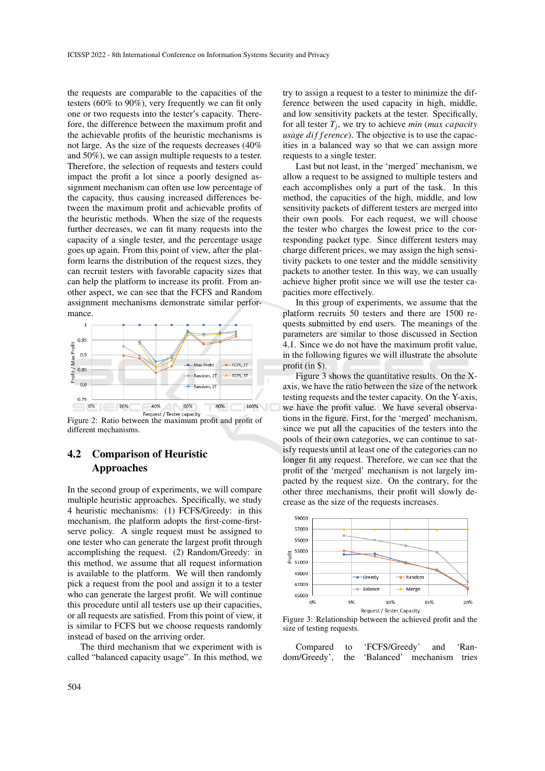the requests are comparable to the capacities of the testers (60% to 90%), very frequently we can fit only one or two requests into the tester's capacity. Therefore, the difference between the maximum profit and the achievable profits of the heuristic mechanisms is not large. As the size of the requests decreases (40% and 50%), we can assign multiple requests to a tester. Therefore, the selection of requests and testers could impact the profit a lot since a poorly designed assignment mechanism can often use low percentage of the capacity, thus causing increased differences between the maximum profit and achievable profits of the heuristic methods. When the size of the requests further decreases, we can fit many requests into the capacity of a single tester, and the percentage usage goes up again. From this point of view, after the platform learns the distribution of the request sizes, they can recruit testers with favorable capacity sizes that can help the platform to increase its profit. From another aspect, we can see that the FCFS and Random assignment mechanisms demonstrate similar performance.

Figure 2: Ratio between the maximum profit and profit of different mechanisms.

## 4.2 Comparison of Heuristic Approaches

In the second group of experiments, we will compare multiple heuristic approaches. Specifically, we study 4 heuristic mechanisms: (1) FCFS/Greedy: in this mechanism, the platform adopts the first-come-first-serve policy. A single request must be assigned to one tester who can generate the largest profit through accomplishing the request. (2) Random/Greedy: in this method, we assume that all request information is available to the platform. We will then randomly pick a request from the pool and assign it to a tester who can generate the largest profit. We will continue this procedure until all testers use up their capacities, or all requests are satisfied. From this point of view, it is similar to FCFS but we choose requests randomly instead of based on the arriving order.

The third mechanism that we experiment with is called "balanced capacity usage". In this method, we try to assign a request to a tester to minimize the difference between the used capacity in high, middle, and low sensitivity packets at the tester. Specifically, for all tester $T_j$, we try to achieve *min* (*max capacity usage* $difference$). The objective is to use the capacities in a balanced way so that we can assign more requests to a single tester.

Last but not least, in the 'merged' mechanism, we allow a request to be assigned to multiple testers and each accomplishes only a part of the task. In this method, the capacities of the high, middle, and low sensitivity packets of different testers are merged into their own pools. For each request, we will choose the tester who charges the lowest price to the corresponding packet type. Since different testers may charge different prices, we may assign the high sensitivity packets to one tester and the middle sensitivity packets to another tester. In this way, we can usually achieve higher profit since we will use the tester capacities more effectively.

In this group of experiments, we assume that the platform recruits 50 testers and there are 1500 requests submitted by end users. The meanings of the parameters are similar to those discussed in Section 4.1. Since we do not have the maximum profit value, in the following figures we will illustrate the absolute profit (in \$).

Figure 3 shows the quantitative results. On the X-axis, we have the ratio between the size of the network testing requests and the tester capacity. On the Y-axis, we have the profit value. We have several observations in the figure. First, for the 'merged' mechanism, since we put all the capacities of the testers into the pools of their own categories, we can continue to satisfy requests until at least one of the categories can no longer fit any request. Therefore, we can see that the profit of the 'merged' mechanism is not largely impacted by the request size. On the contrary, for the other three mechanisms, their profit will slowly decrease as the size of the requests increases.

Figure 3: Relationship between the achieved profit and the size of testing requests.

Compared to 'FCFS/Greedy' and 'Random/Greedy', the 'Balanced' mechanism tries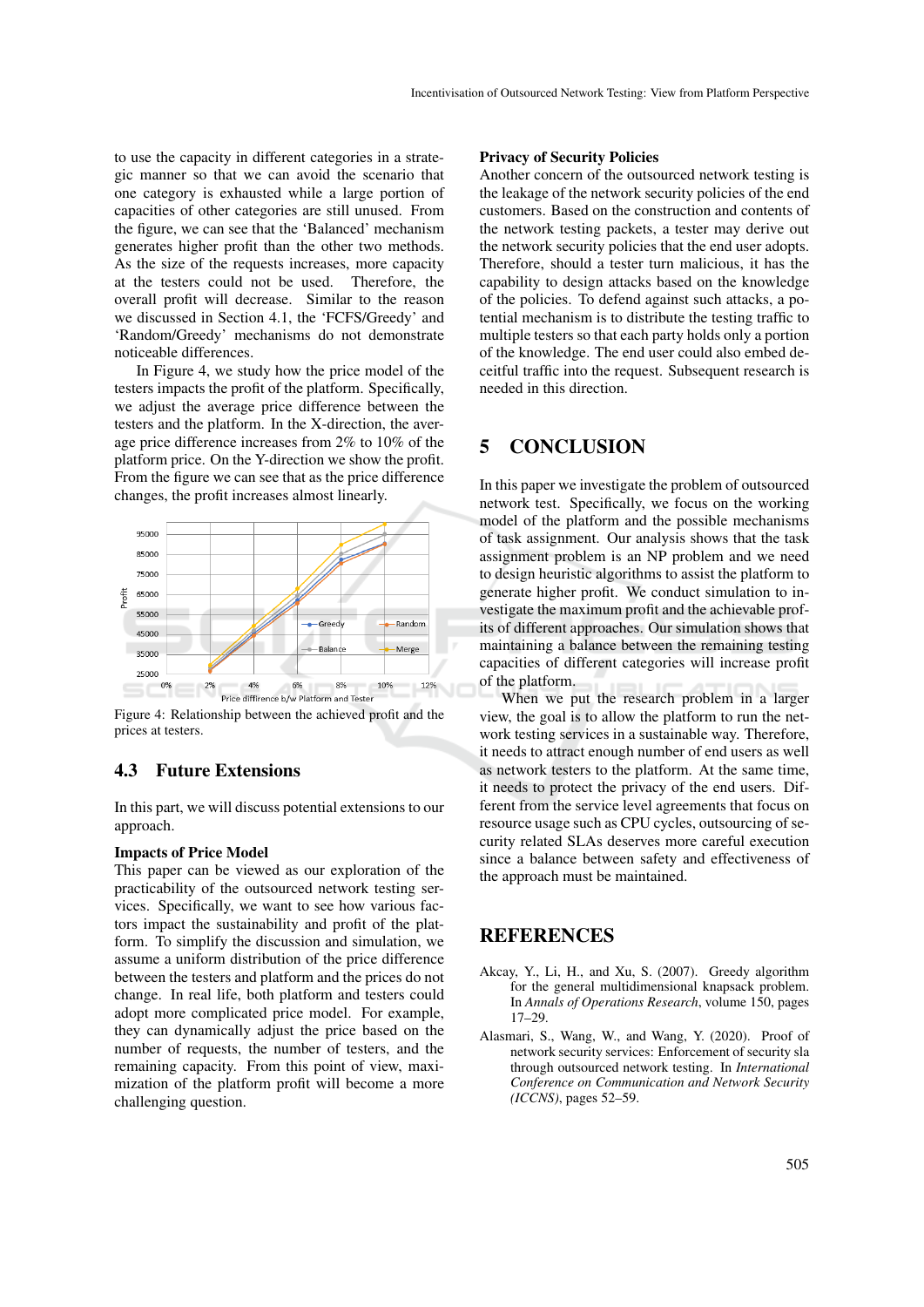to use the capacity in different categories in a strategic manner so that we can avoid the scenario that one category is exhausted while a large portion of capacities of other categories are still unused. From the figure, we can see that the 'Balanced' mechanism generates higher profit than the other two methods. As the size of the requests increases, more capacity at the testers could not be used. Therefore, the overall profit will decrease. Similar to the reason we discussed in Section 4.1, the 'FCFS/Greedy' and 'Random/Greedy' mechanisms do not demonstrate noticeable differences.

In Figure 4, we study how the price model of the testers impacts the profit of the platform. Specifically, we adjust the average price difference between the testers and the platform. In the X-direction, the average price difference increases from 2% to 10% of the platform price. On the Y-direction we show the profit. From the figure we can see that as the price difference changes, the profit increases almost linearly.

Figure 4: Relationship between the achieved profit and the prices at testers.

## 4.3 Future Extensions

In this part, we will discuss potential extensions to our approach.

**Impacts of Price Model**

This paper can be viewed as our exploration of the practicability of the outsourced network testing services. Specifically, we want to see how various factors impact the sustainability and profit of the platform. To simplify the discussion and simulation, we assume a uniform distribution of the price difference between the testers and platform and the prices do not change. In real life, both platform and testers could adopt more complicated price model. For example, they can dynamically adjust the price based on the number of requests, the number of testers, and the remaining capacity. From this point of view, maximization of the platform profit will become a more challenging question.

**Privacy of Security Policies**

Another concern of the outsourced network testing is the leakage of the network security policies of the end customers. Based on the construction and contents of the network testing packets, a tester may derive out the network security policies that the end user adopts. Therefore, should a tester turn malicious, it has the capability to design attacks based on the knowledge of the policies. To defend against such attacks, a potential mechanism is to distribute the testing traffic to multiple testers so that each party holds only a portion of the knowledge. The end user could also embed deceitful traffic into the request. Subsequent research is needed in this direction.

# 5 CONCLUSION

In this paper we investigate the problem of outsourced network test. Specifically, we focus on the working model of the platform and the possible mechanisms of task assignment. Our analysis shows that the task assignment problem is an NP problem and we need to design heuristic algorithms to assist the platform to generate higher profit. We conduct simulation to investigate the maximum profit and the achievable profits of different approaches. Our simulation shows that maintaining a balance between the remaining testing capacities of different categories will increase profit of the platform.

When we put the research problem in a larger view, the goal is to allow the platform to run the network testing services in a sustainable way. Therefore, it needs to attract enough number of end users as well as network testers to the platform. At the same time, it needs to protect the privacy of the end users. Different from the service level agreements that focus on resource usage such as CPU cycles, outsourcing of security related SLAs deserves more careful execution since a balance between safety and effectiveness of the approach must be maintained.

# REFERENCES

Akcay, Y., Li, H., and Xu, S. (2007). Greedy algorithm for the general multidimensional knapsack problem. In *Annals of Operations Research*, volume 150, pages 17–29.

Alasmari, S., Wang, W., and Wang, Y. (2020). Proof of network security services: Enforcement of security sla through outsourced network testing. In *International Conference on Communication and Network Security (ICCNS)*, pages 52–59.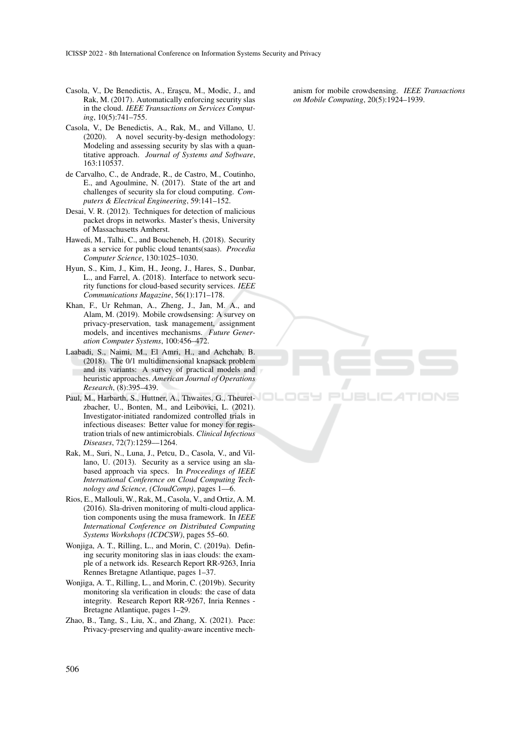Casola, V., De Benedictis, A., Eraşcu, M., Modic, J., and Rak, M. (2017). Automatically enforcing security slas in the cloud. *IEEE Transactions on Services Computing*, 10(5):741–755.

Casola, V., De Benedictis, A., Rak, M., and Villano, U. (2020). A novel security-by-design methodology: Modeling and assessing security by slas with a quantitative approach. *Journal of Systems and Software*, 163:110537.

de Carvalho, C., de Andrade, R., de Castro, M., Coutinho, E., and Agoulmine, N. (2017). State of the art and challenges of security sla for cloud computing. *Computers & Electrical Engineering*, 59:141–152.

Desai, V. R. (2012). Techniques for detection of malicious packet drops in networks. Master's thesis, University of Massachusetts Amherst.

Hawedi, M., Talhi, C., and Boucheneb, H. (2018). Security as a service for public cloud tenants(saas). *Procedia Computer Science*, 130:1025–1030.

Hyun, S., Kim, J., Kim, H., Jeong, J., Hares, S., Dunbar, L., and Farrel, A. (2018). Interface to network security functions for cloud-based security services. *IEEE Communications Magazine*, 56(1):171–178.

Khan, F., Ur Rehman, A., Zheng, J., Jan, M. A., and Alam, M. (2019). Mobile crowdsensing: A survey on privacy-preservation, task management, assignment models, and incentives mechanisms. *Future Generation Computer Systems*, 100:456–472.

Laabadi, S., Naimi, M., El Amri, H., and Achchab, B. (2018). The 0/1 multidimensional knapsack problem and its variants: A survey of practical models and heuristic approaches. *American Journal of Operations Research*, (8):395–439.

Paul, M., Harbarth, S., Huttner, A., Thwaites, G., Theuretzbacher, U., Bonten, M., and Leibovici, L. (2021). Investigator-initiated randomized controlled trials in infectious diseases: Better value for money for registration trials of new antimicrobials. *Clinical Infectious Diseases*, 72(7):1259—1264.

Rak, M., Suri, N., Luna, J., Petcu, D., Casola, V., and Villano, U. (2013). Security as a service using an sla-based approach via specs. In *Proceedings of IEEE International Conference on Cloud Computing Technology and Science, (CloudComp)*, pages 1—6.

Rios, E., Mallouli, W., Rak, M., Casola, V., and Ortiz, A. M. (2016). Sla-driven monitoring of multi-cloud application components using the musa framework. In *IEEE International Conference on Distributed Computing Systems Workshops (ICDCSW)*, pages 55–60.

Wonjiga, A. T., Rilling, L., and Morin, C. (2019a). Defining security monitoring slas in iaas clouds: the example of a network ids. Research Report RR-9263, Inria Rennes Bretagne Atlantique, pages 1–37.

Wonjiga, A. T., Rilling, L., and Morin, C. (2019b). Security monitoring sla verification in clouds: the case of data integrity. Research Report RR-9267, Inria Rennes - Bretagne Atlantique, pages 1–29.

Zhao, B., Tang, S., Liu, X., and Zhang, X. (2021). Pace: Privacy-preserving and quality-aware incentive mechanism for mobile crowdsensing. *IEEE Transactions on Mobile Computing*, 20(5):1924–1939.